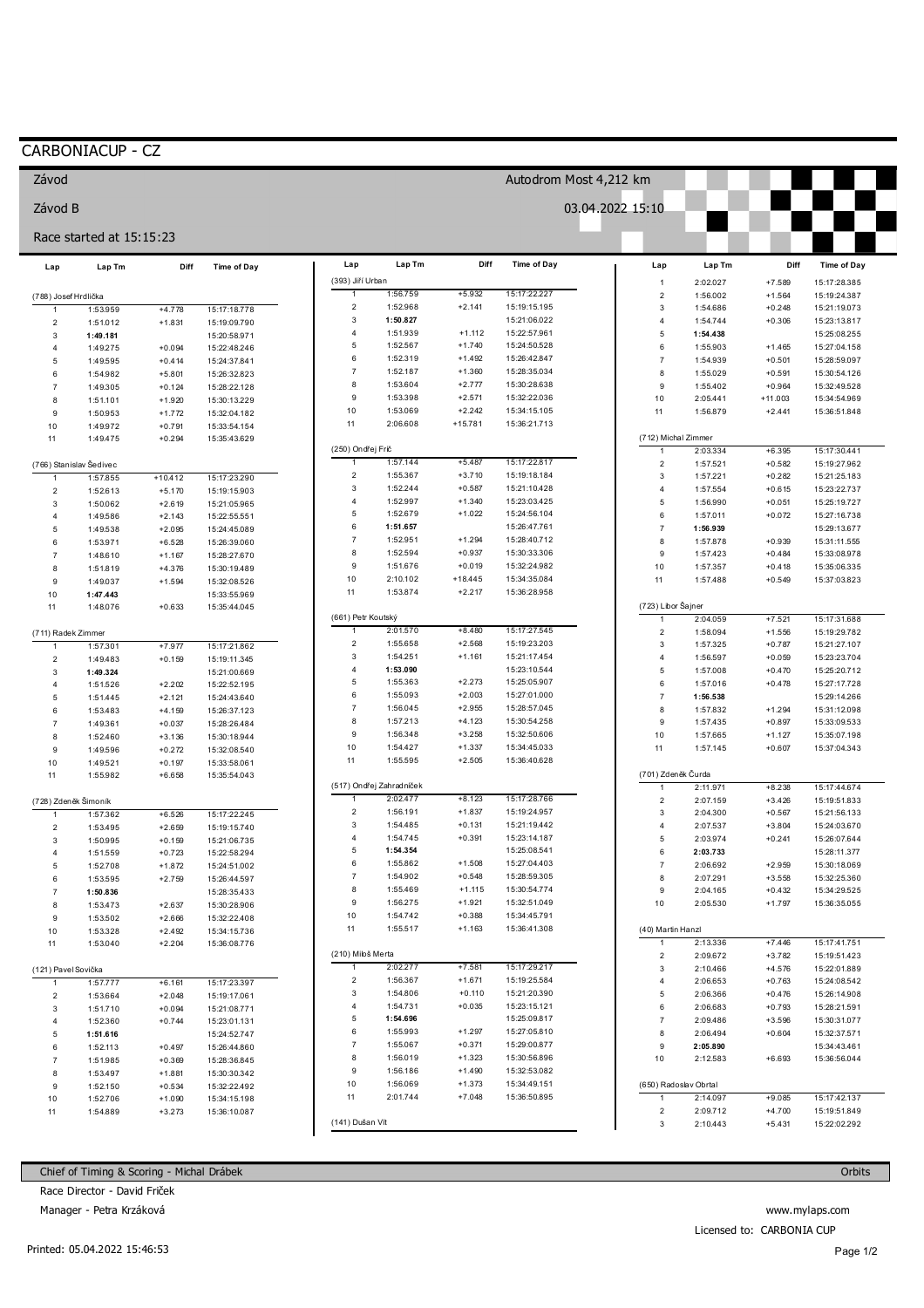# CARBONIACUP - CZ

Závod — Autodrom Most 4,212 km

Závod B — 03.04.2022 15:10

Race started at 15:15:23

### (788) Josef Hrdlička

| Lap | Lap Tm | Diff | Time of Day |
|---|---|---|---|
| 1 | 1:53.959 | +4.778 | 15:17:18.778 |
| 2 | 1:51.012 | +1.831 | 15:19:09.790 |
| 3 | **1:49.181** | | 15:20:58.971 |
| 4 | 1:49.275 | +0.094 | 15:22:48.246 |
| 5 | 1:49.595 | +0.414 | 15:24:37.841 |
| 6 | 1:54.982 | +5.801 | 15:26:32.823 |
| 7 | 1:49.305 | +0.124 | 15:28:22.128 |
| 8 | 1:51.101 | +1.920 | 15:30:13.229 |
| 9 | 1:50.953 | +1.772 | 15:32:04.182 |
| 10 | 1:49.972 | +0.791 | 15:33:54.154 |
| 11 | 1:49.475 | +0.294 | 15:35:43.629 |

### (766) Stanislav Šedivec

| Lap | Lap Tm | Diff | Time of Day |
|---|---|---|---|
| 1 | 1:57.855 | +10.412 | 15:17:23.290 |
| 2 | 1:52.613 | +5.170 | 15:19:15.903 |
| 3 | 1:50.062 | +2.619 | 15:21:05.965 |
| 4 | 1:49.586 | +2.143 | 15:22:55.551 |
| 5 | 1:49.538 | +2.095 | 15:24:45.089 |
| 6 | 1:53.971 | +6.528 | 15:26:39.060 |
| 7 | 1:48.610 | +1.167 | 15:28:27.670 |
| 8 | 1:51.819 | +4.376 | 15:30:19.489 |
| 9 | 1:49.037 | +1.594 | 15:32:08.526 |
| 10 | **1:47.443** | | 15:33:55.969 |
| 11 | 1:48.076 | +0.633 | 15:35:44.045 |

### (711) Radek Zimmer

| Lap | Lap Tm | Diff | Time of Day |
|---|---|---|---|
| 1 | 1:57.301 | +7.977 | 15:17:21.862 |
| 2 | 1:49.483 | +0.159 | 15:19:11.345 |
| 3 | **1:49.324** | | 15:21:00.669 |
| 4 | 1:51.526 | +2.202 | 15:22:52.195 |
| 5 | 1:51.445 | +2.121 | 15:24:43.640 |
| 6 | 1:53.483 | +4.159 | 15:26:37.123 |
| 7 | 1:49.361 | +0.037 | 15:28:26.484 |
| 8 | 1:52.460 | +3.136 | 15:30:18.944 |
| 9 | 1:49.596 | +0.272 | 15:32:08.540 |
| 10 | 1:49.521 | +0.197 | 15:33:58.061 |
| 11 | 1:55.982 | +6.658 | 15:35:54.043 |

### (728) Zdeněk Šimoník

| Lap | Lap Tm | Diff | Time of Day |
|---|---|---|---|
| 1 | 1:57.362 | +6.526 | 15:17:22.245 |
| 2 | 1:53.495 | +2.659 | 15:19:15.740 |
| 3 | 1:50.995 | +0.159 | 15:21:06.735 |
| 4 | 1:51.559 | +0.723 | 15:22:58.294 |
| 5 | 1:52.708 | +1.872 | 15:24:51.002 |
| 6 | 1:53.595 | +2.759 | 15:26:44.597 |
| 7 | **1:50.836** | | 15:28:35.433 |
| 8 | 1:53.473 | +2.637 | 15:30:28.906 |
| 9 | 1:53.502 | +2.666 | 15:32:22.408 |
| 10 | 1:53.328 | +2.492 | 15:34:15.736 |
| 11 | 1:53.040 | +2.204 | 15:36:08.776 |

### (121) Pavel Sovička

| Lap | Lap Tm | Diff | Time of Day |
|---|---|---|---|
| 1 | 1:57.777 | +6.161 | 15:17:23.397 |
| 2 | 1:53.664 | +2.048 | 15:19:17.061 |
| 3 | 1:51.710 | +0.094 | 15:21:08.771 |
| 4 | 1:52.360 | +0.744 | 15:23:01.131 |
| 5 | **1:51.616** | | 15:24:52.747 |
| 6 | 1:52.113 | +0.497 | 15:26:44.860 |
| 7 | 1:51.985 | +0.369 | 15:28:36.845 |
| 8 | 1:53.497 | +1.881 | 15:30:30.342 |
| 9 | 1:52.150 | +0.534 | 15:32:22.492 |
| 10 | 1:52.706 | +1.090 | 15:34:15.198 |
| 11 | 1:54.889 | +3.273 | 15:36:10.087 |

### (393) Jiří Urban

| Lap | Lap Tm | Diff | Time of Day |
|---|---|---|---|
| 1 | 1:56.759 | +5.932 | 15:17:22.227 |
| 2 | 1:52.968 | +2.141 | 15:19:15.195 |
| 3 | **1:50.827** | | 15:21:06.022 |
| 4 | 1:51.939 | +1.112 | 15:22:57.961 |
| 5 | 1:52.567 | +1.740 | 15:24:50.528 |
| 6 | 1:52.319 | +1.492 | 15:26:42.847 |
| 7 | 1:52.187 | +1.360 | 15:28:35.034 |
| 8 | 1:53.604 | +2.777 | 15:30:28.638 |
| 9 | 1:53.398 | +2.571 | 15:32:22.036 |
| 10 | 1:53.069 | +2.242 | 15:34:15.105 |
| 11 | 2:06.608 | +15.781 | 15:36:21.713 |

### (250) Ondřej Frič

| Lap | Lap Tm | Diff | Time of Day |
|---|---|---|---|
| 1 | 1:57.144 | +5.487 | 15:17:22.817 |
| 2 | 1:55.367 | +3.710 | 15:19:18.184 |
| 3 | 1:52.244 | +0.587 | 15:21:10.428 |
| 4 | 1:52.997 | +1.340 | 15:23:03.425 |
| 5 | 1:52.679 | +1.022 | 15:24:56.104 |
| 6 | **1:51.657** | | 15:26:47.761 |
| 7 | 1:52.951 | +1.294 | 15:28:40.712 |
| 8 | 1:52.594 | +0.937 | 15:30:33.306 |
| 9 | 1:51.676 | +0.019 | 15:32:24.982 |
| 10 | 2:10.102 | +18.445 | 15:34:35.084 |
| 11 | 1:53.874 | +2.217 | 15:36:28.958 |

### (661) Petr Koutský

| Lap | Lap Tm | Diff | Time of Day |
|---|---|---|---|
| 1 | 2:01.570 | +8.480 | 15:17:27.545 |
| 2 | 1:55.658 | +2.568 | 15:19:23.203 |
| 3 | 1:54.251 | +1.161 | 15:21:17.454 |
| 4 | **1:53.090** | | 15:23:10.544 |
| 5 | 1:55.363 | +2.273 | 15:25:05.907 |
| 6 | 1:55.093 | +2.003 | 15:27:01.000 |
| 7 | 1:56.045 | +2.955 | 15:28:57.045 |
| 8 | 1:57.213 | +4.123 | 15:30:54.258 |
| 9 | 1:56.348 | +3.258 | 15:32:50.606 |
| 10 | 1:54.427 | +1.337 | 15:34:45.033 |
| 11 | 1:55.595 | +2.505 | 15:36:40.628 |

### (517) Ondřej Zahradníček

| Lap | Lap Tm | Diff | Time of Day |
|---|---|---|---|
| 1 | 2:02.477 | +8.123 | 15:17:28.766 |
| 2 | 1:56.191 | +1.837 | 15:19:24.957 |
| 3 | 1:54.485 | +0.131 | 15:21:19.442 |
| 4 | 1:54.745 | +0.391 | 15:23:14.187 |
| 5 | **1:54.354** | | 15:25:08.541 |
| 6 | 1:55.862 | +1.508 | 15:27:04.403 |
| 7 | 1:54.902 | +0.548 | 15:28:59.305 |
| 8 | 1:55.469 | +1.115 | 15:30:54.774 |
| 9 | 1:56.275 | +1.921 | 15:32:51.049 |
| 10 | 1:54.742 | +0.388 | 15:34:45.791 |
| 11 | 1:55.517 | +1.163 | 15:36:41.308 |

### (210) Miloš Merta

| Lap | Lap Tm | Diff | Time of Day |
|---|---|---|---|
| 1 | 2:02.277 | +7.581 | 15:17:29.217 |
| 2 | 1:56.367 | +1.671 | 15:19:25.584 |
| 3 | 1:54.806 | +0.110 | 15:21:20.390 |
| 4 | 1:54.731 | +0.035 | 15:23:15.121 |
| 5 | **1:54.696** | | 15:25:09.817 |
| 6 | 1:55.993 | +1.297 | 15:27:05.810 |
| 7 | 1:55.067 | +0.371 | 15:29:00.877 |
| 8 | 1:56.019 | +1.323 | 15:30:56.896 |
| 9 | 1:56.186 | +1.490 | 15:32:53.082 |
| 10 | 1:56.069 | +1.373 | 15:34:49.151 |
| 11 | 2:01.744 | +7.048 | 15:36:50.895 |

### (141) Dušan Vít

| Lap | Lap Tm | Diff | Time of Day |
|---|---|---|---|
| 1 | 2:02.027 | +7.589 | 15:17:28.385 |
| 2 | 1:56.002 | +1.564 | 15:19:24.387 |
| 3 | 1:54.686 | +0.248 | 15:21:19.073 |
| 4 | 1:54.744 | +0.306 | 15:23:13.817 |
| 5 | **1:54.438** | | 15:25:08.255 |
| 6 | 1:55.903 | +1.465 | 15:27:04.158 |
| 7 | 1:54.939 | +0.501 | 15:28:59.097 |
| 8 | 1:55.029 | +0.591 | 15:30:54.126 |
| 9 | 1:55.402 | +0.964 | 15:32:49.528 |
| 10 | 2:05.441 | +11.003 | 15:34:54.969 |
| 11 | 1:56.879 | +2.441 | 15:36:51.848 |

### (712) Michal Zimmer

| Lap | Lap Tm | Diff | Time of Day |
|---|---|---|---|
| 1 | 2:03.334 | +6.395 | 15:17:30.441 |
| 2 | 1:57.521 | +0.582 | 15:19:27.962 |
| 3 | 1:57.221 | +0.282 | 15:21:25.183 |
| 4 | 1:57.554 | +0.615 | 15:23:22.737 |
| 5 | 1:56.990 | +0.051 | 15:25:19.727 |
| 6 | 1:57.011 | +0.072 | 15:27:16.738 |
| 7 | **1:56.939** | | 15:29:13.677 |
| 8 | 1:57.878 | +0.939 | 15:31:11.555 |
| 9 | 1:57.423 | +0.484 | 15:33:08.978 |
| 10 | 1:57.357 | +0.418 | 15:35:06.335 |
| 11 | 1:57.488 | +0.549 | 15:37:03.823 |

### (723) Libor Šajner

| Lap | Lap Tm | Diff | Time of Day |
|---|---|---|---|
| 1 | 2:04.059 | +7.521 | 15:17:31.688 |
| 2 | 1:58.094 | +1.556 | 15:19:29.782 |
| 3 | 1:57.325 | +0.787 | 15:21:27.107 |
| 4 | 1:56.597 | +0.059 | 15:23:23.704 |
| 5 | 1:57.008 | +0.470 | 15:25:20.712 |
| 6 | 1:57.016 | +0.478 | 15:27:17.728 |
| 7 | **1:56.538** | | 15:29:14.266 |
| 8 | 1:57.832 | +1.294 | 15:31:12.098 |
| 9 | 1:57.435 | +0.897 | 15:33:09.533 |
| 10 | 1:57.665 | +1.127 | 15:35:07.198 |
| 11 | 1:57.145 | +0.607 | 15:37:04.343 |

### (701) Zdeněk Čurda

| Lap | Lap Tm | Diff | Time of Day |
|---|---|---|---|
| 1 | 2:11.971 | +8.238 | 15:17:44.674 |
| 2 | 2:07.159 | +3.426 | 15:19:51.833 |
| 3 | 2:04.300 | +0.567 | 15:21:56.133 |
| 4 | 2:07.537 | +3.804 | 15:24:03.670 |
| 5 | 2:03.974 | +0.241 | 15:26:07.644 |
| 6 | **2:03.733** | | 15:28:11.377 |
| 7 | 2:06.692 | +2.959 | 15:30:18.069 |
| 8 | 2:07.291 | +3.558 | 15:32:25.360 |
| 9 | 2:04.165 | +0.432 | 15:34:29.525 |
| 10 | 2:05.530 | +1.797 | 15:36:35.055 |

### (40) Martin Hanzl

| Lap | Lap Tm | Diff | Time of Day |
|---|---|---|---|
| 1 | 2:13.336 | +7.446 | 15:17:41.751 |
| 2 | 2:09.672 | +3.782 | 15:19:51.423 |
| 3 | 2:10.466 | +4.576 | 15:22:01.889 |
| 4 | 2:06.653 | +0.763 | 15:24:08.542 |
| 5 | 2:06.366 | +0.476 | 15:26:14.908 |
| 6 | 2:06.683 | +0.793 | 15:28:21.591 |
| 7 | 2:09.486 | +3.596 | 15:30:31.077 |
| 8 | 2:06.494 | +0.604 | 15:32:37.571 |
| 9 | **2:05.890** | | 15:34:43.461 |
| 10 | 2:12.583 | +6.693 | 15:36:56.044 |

### (650) Radoslav Obrtal

| Lap | Lap Tm | Diff | Time of Day |
|---|---|---|---|
| 1 | 2:14.097 | +9.085 | 15:17:42.137 |
| 2 | 2:09.712 | +4.700 | 15:19:51.849 |
| 3 | 2:10.443 | +5.431 | 15:22:02.292 |

Chief of Timing & Scoring - Michal Drábek — Orbits

Race Director - David Friček

Manager - Petra Krzáková — www.mylaps.com

Licensed to: CARBONIA CUP

Printed: 05.04.2022 15:46:53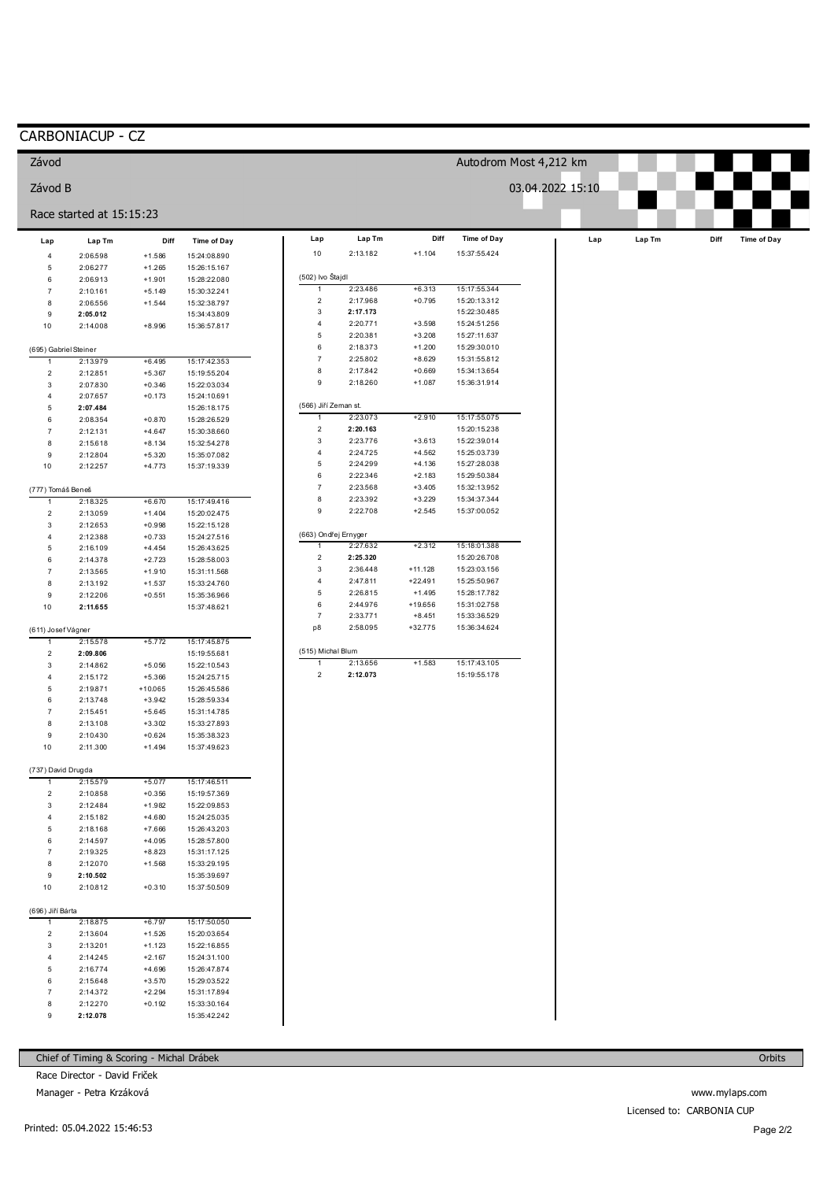# CARBONIACUP - CZ

Závod

Závod B

Race started at 15:15:23

Autodrom Most 4,212 km

03.04.2022 15:10

| Lap | Lap Tm | Diff | Time of Day |
|---|---|---|---|
| 4 | 2:06.598 | +1.586 | 15:24:08.890 |
| 5 | 2:06.277 | +1.265 | 15:26:15.167 |
| 6 | 2:06.913 | +1.901 | 15:28:22.080 |
| 7 | 2:10.161 | +5.149 | 15:30:32.241 |
| 8 | 2:06.556 | +1.544 | 15:32:38.797 |
| 9 | **2:05.012** | | 15:34:43.809 |
| 10 | 2:14.008 | +8.996 | 15:36:57.817 |

(695) Gabriel Steiner

| Lap | Lap Tm | Diff | Time of Day |
|---|---|---|---|
| 1 | 2:13.979 | +6.495 | 15:17:42.353 |
| 2 | 2:12.851 | +5.367 | 15:19:55.204 |
| 3 | 2:07.830 | +0.346 | 15:22:03.034 |
| 4 | 2:07.657 | +0.173 | 15:24:10.691 |
| 5 | **2:07.484** | | 15:26:18.175 |
| 6 | 2:08.354 | +0.870 | 15:28:26.529 |
| 7 | 2:12.131 | +4.647 | 15:30:38.660 |
| 8 | 2:15.618 | +8.134 | 15:32:54.278 |
| 9 | 2:12.804 | +5.320 | 15:35:07.082 |
| 10 | 2:12.257 | +4.773 | 15:37:19.339 |

(777) Tomáš Beneš

| Lap | Lap Tm | Diff | Time of Day |
|---|---|---|---|
| 1 | 2:18.325 | +6.670 | 15:17:49.416 |
| 2 | 2:13.059 | +1.404 | 15:20:02.475 |
| 3 | 2:12.653 | +0.998 | 15:22:15.128 |
| 4 | 2:12.388 | +0.733 | 15:24:27.516 |
| 5 | 2:16.109 | +4.454 | 15:26:43.625 |
| 6 | 2:14.378 | +2.723 | 15:28:58.003 |
| 7 | 2:13.565 | +1.910 | 15:31:11.568 |
| 8 | 2:13.192 | +1.537 | 15:33:24.760 |
| 9 | 2:12.206 | +0.551 | 15:35:36.966 |
| 10 | **2:11.655** | | 15:37:48.621 |

(611) Josef Vágner

| Lap | Lap Tm | Diff | Time of Day |
|---|---|---|---|
| 1 | 2:15.578 | +5.772 | 15:17:45.875 |
| 2 | **2:09.806** | | 15:19:55.681 |
| 3 | 2:14.862 | +5.056 | 15:22:10.543 |
| 4 | 2:15.172 | +5.366 | 15:24:25.715 |
| 5 | 2:19.871 | +10.065 | 15:26:45.586 |
| 6 | 2:13.748 | +3.942 | 15:28:59.334 |
| 7 | 2:15.451 | +5.645 | 15:31:14.785 |
| 8 | 2:13.108 | +3.302 | 15:33:27.893 |
| 9 | 2:10.430 | +0.624 | 15:35:38.323 |
| 10 | 2:11.300 | +1.494 | 15:37:49.623 |

(737) David Drugda

| Lap | Lap Tm | Diff | Time of Day |
|---|---|---|---|
| 1 | 2:15.579 | +5.077 | 15:17:46.511 |
| 2 | 2:10.858 | +0.356 | 15:19:57.369 |
| 3 | 2:12.484 | +1.982 | 15:22:09.853 |
| 4 | 2:15.182 | +4.680 | 15:24:25.035 |
| 5 | 2:18.168 | +7.666 | 15:26:43.203 |
| 6 | 2:14.597 | +4.095 | 15:28:57.800 |
| 7 | 2:19.325 | +8.823 | 15:31:17.125 |
| 8 | 2:12.070 | +1.568 | 15:33:29.195 |
| 9 | **2:10.502** | | 15:35:39.697 |
| 10 | 2:10.812 | +0.310 | 15:37:50.509 |

(696) Jiří Bárta

| Lap | Lap Tm | Diff | Time of Day |
|---|---|---|---|
| 1 | 2:18.875 | +6.797 | 15:17:50.050 |
| 2 | 2:13.604 | +1.526 | 15:20:03.654 |
| 3 | 2:13.201 | +1.123 | 15:22:16.855 |
| 4 | 2:14.245 | +2.167 | 15:24:31.100 |
| 5 | 2:16.774 | +4.696 | 15:26:47.874 |
| 6 | 2:15.648 | +3.570 | 15:29:03.522 |
| 7 | 2:14.372 | +2.294 | 15:31:17.894 |
| 8 | 2:12.270 | +0.192 | 15:33:30.164 |
| 9 | **2:12.078** | | 15:35:42.242 |

| Lap | Lap Tm | Diff | Time of Day |
|---|---|---|---|
| 10 | 2:13.182 | +1.104 | 15:37:55.424 |

(502) Ivo Štajdl

| Lap | Lap Tm | Diff | Time of Day |
|---|---|---|---|
| 1 | 2:23.486 | +6.313 | 15:17:55.344 |
| 2 | 2:17.968 | +0.795 | 15:20:13.312 |
| 3 | **2:17.173** | | 15:22:30.485 |
| 4 | 2:20.771 | +3.598 | 15:24:51.256 |
| 5 | 2:20.381 | +3.208 | 15:27:11.637 |
| 6 | 2:18.373 | +1.200 | 15:29:30.010 |
| 7 | 2:25.802 | +8.629 | 15:31:55.812 |
| 8 | 2:17.842 | +0.669 | 15:34:13.654 |
| 9 | 2:18.260 | +1.087 | 15:36:31.914 |

(566) Jiří Zeman st.

| Lap | Lap Tm | Diff | Time of Day |
|---|---|---|---|
| 1 | 2:23.073 | +2.910 | 15:17:55.075 |
| 2 | **2:20.163** | | 15:20:15.238 |
| 3 | 2:23.776 | +3.613 | 15:22:39.014 |
| 4 | 2:24.725 | +4.562 | 15:25:03.739 |
| 5 | 2:24.299 | +4.136 | 15:27:28.038 |
| 6 | 2:22.346 | +2.183 | 15:29:50.384 |
| 7 | 2:23.568 | +3.405 | 15:32:13.952 |
| 8 | 2:23.392 | +3.229 | 15:34:37.344 |
| 9 | 2:22.708 | +2.545 | 15:37:00.052 |

(663) Ondřej Ernyger

| Lap | Lap Tm | Diff | Time of Day |
|---|---|---|---|
| 1 | 2:27.632 | +2.312 | 15:18:01.388 |
| 2 | **2:25.320** | | 15:20:26.708 |
| 3 | 2:36.448 | +11.128 | 15:23:03.156 |
| 4 | 2:47.811 | +22.491 | 15:25:50.967 |
| 5 | 2:26.815 | +1.495 | 15:28:17.782 |
| 6 | 2:44.976 | +19.656 | 15:31:02.758 |
| 7 | 2:33.771 | +8.451 | 15:33:36.529 |
| p8 | 2:58.095 | +32.775 | 15:36:34.624 |

(515) Michal Blum

| Lap | Lap Tm | Diff | Time of Day |
|---|---|---|---|
| 1 | 2:13.656 | +1.583 | 15:17:43.105 |
| 2 | **2:12.073** | | 15:19:55.178 |

Chief of Timing & Scoring - Michal Drábek

Race Director - David Friček

Manager - Petra Krzáková

Orbits

www.mylaps.com

Licensed to: CARBONIA CUP

Printed: 05.04.2022 15:46:53